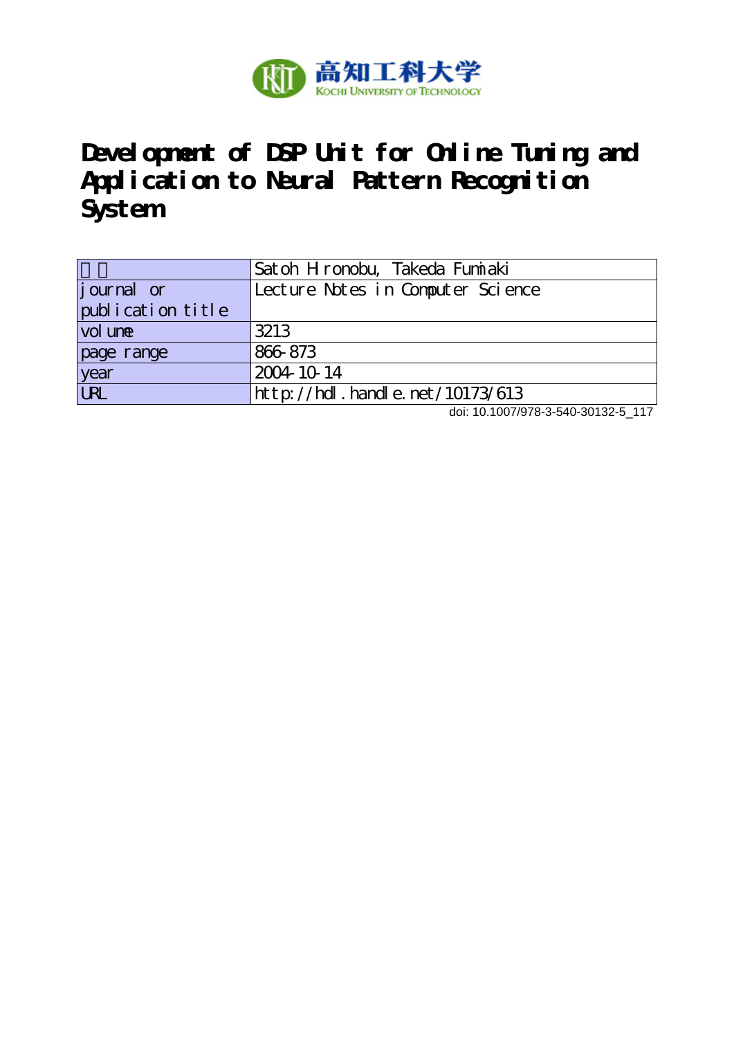高知工科大学
Kochi University of Technology

# Development of DSP Unit for Online Tuning and Application to Neural Pattern Recognition System

| 著者 | Satoh Hironobu, Takeda Fumiaki |
| --- | --- |
| journal or publication title | Lecture Notes in Computer Science |
| volume | 3213 |
| page range | 866-873 |
| year | 2004-10-14 |
| URL | http://hdl.handle.net/10173/613 |

doi: 10.1007/978-3-540-30132-5_117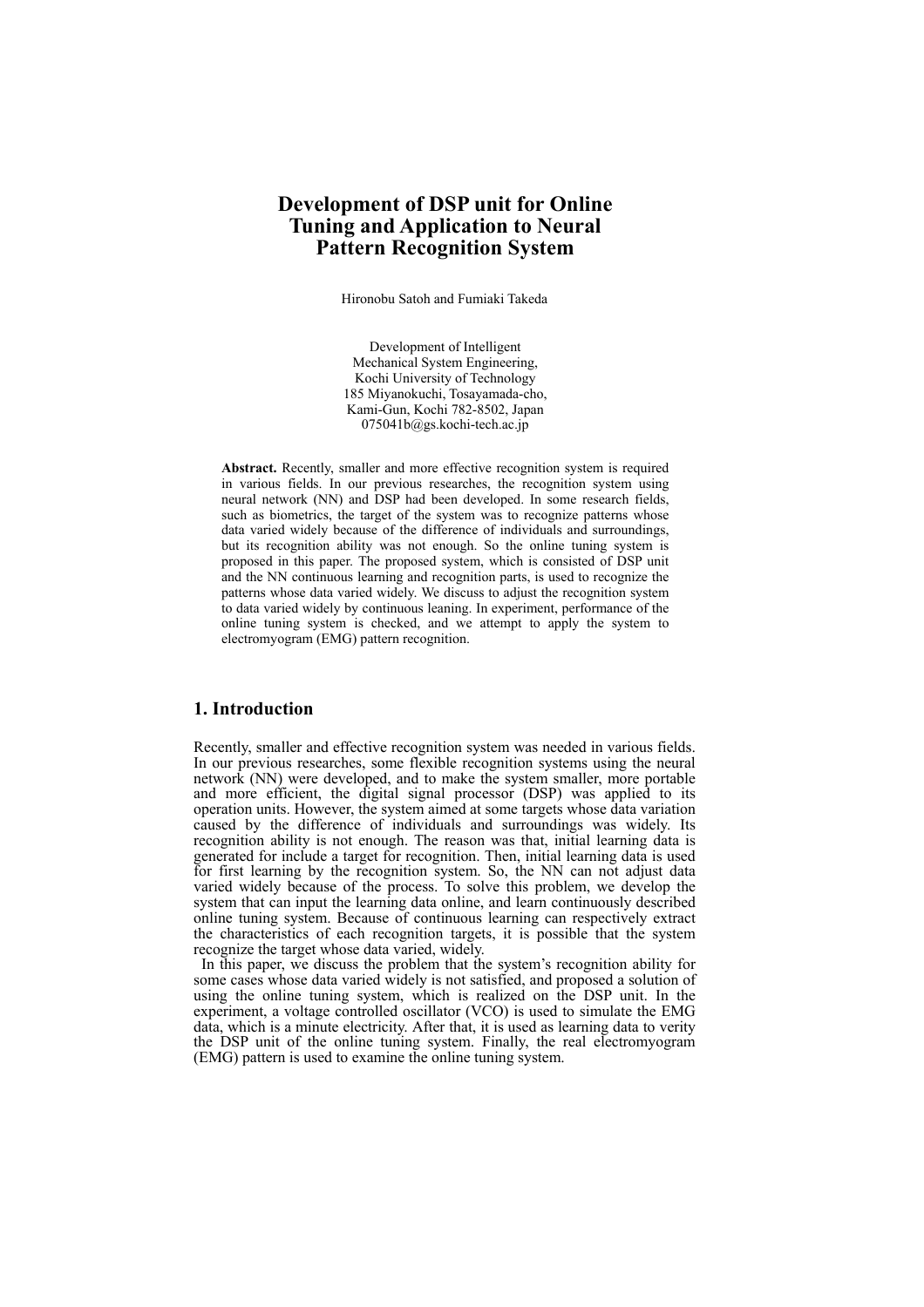# Development of DSP unit for Online Tuning and Application to Neural Pattern Recognition System

Hironobu Satoh and Fumiaki Takeda

Development of Intelligent
Mechanical System Engineering,
Kochi University of Technology
185 Miyanokuchi, Tosayamada-cho,
Kami-Gun, Kochi 782-8502, Japan
075041b@gs.kochi-tech.ac.jp

**Abstract.** Recently, smaller and more effective recognition system is required in various fields. In our previous researches, the recognition system using neural network (NN) and DSP had been developed. In some research fields, such as biometrics, the target of the system was to recognize patterns whose data varied widely because of the difference of individuals and surroundings, but its recognition ability was not enough. So the online tuning system is proposed in this paper. The proposed system, which is consisted of DSP unit and the NN continuous learning and recognition parts, is used to recognize the patterns whose data varied widely. We discuss to adjust the recognition system to data varied widely by continuous leaning. In experiment, performance of the online tuning system is checked, and we attempt to apply the system to electromyogram (EMG) pattern recognition.

## 1. Introduction

Recently, smaller and effective recognition system was needed in various fields. In our previous researches, some flexible recognition systems using the neural network (NN) were developed, and to make the system smaller, more portable and more efficient, the digital signal processor (DSP) was applied to its operation units. However, the system aimed at some targets whose data variation caused by the difference of individuals and surroundings was widely. Its recognition ability is not enough. The reason was that, initial learning data is generated for include a target for recognition. Then, initial learning data is used for first learning by the recognition system. So, the NN can not adjust data varied widely because of the process. To solve this problem, we develop the system that can input the learning data online, and learn continuously described online tuning system. Because of continuous learning can respectively extract the characteristics of each recognition targets, it is possible that the system recognize the target whose data varied, widely.

In this paper, we discuss the problem that the system's recognition ability for some cases whose data varied widely is not satisfied, and proposed a solution of using the online tuning system, which is realized on the DSP unit. In the experiment, a voltage controlled oscillator (VCO) is used to simulate the EMG data, which is a minute electricity. After that, it is used as learning data to verity the DSP unit of the online tuning system. Finally, the real electromyogram (EMG) pattern is used to examine the online tuning system.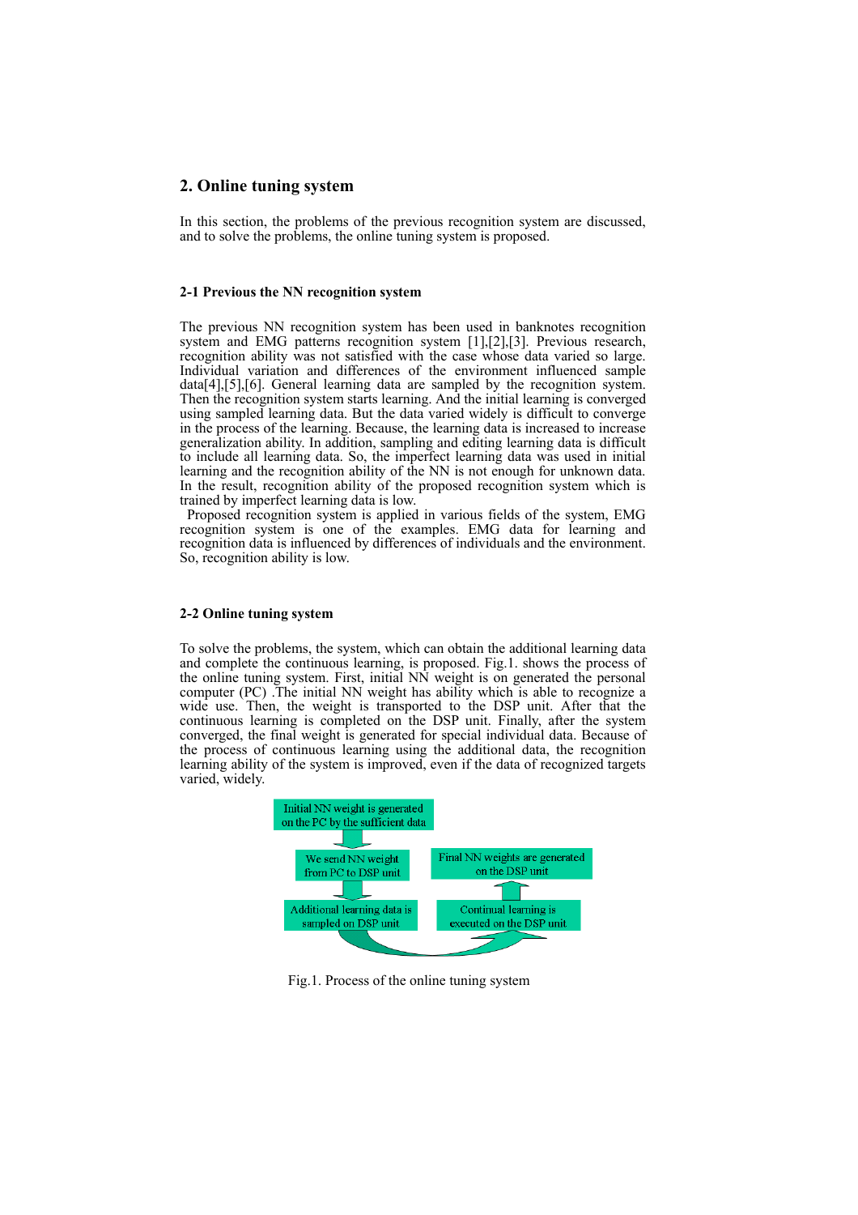## 2. Online tuning system

In this section, the problems of the previous recognition system are discussed, and to solve the problems, the online tuning system is proposed.

### 2-1 Previous the NN recognition system

The previous NN recognition system has been used in banknotes recognition system and EMG patterns recognition system [1],[2],[3]. Previous research, recognition ability was not satisfied with the case whose data varied so large. Individual variation and differences of the environment influenced sample data[4],[5],[6]. General learning data are sampled by the recognition system. Then the recognition system starts learning. And the initial learning is converged using sampled learning data. But the data varied widely is difficult to converge in the process of the learning. Because, the learning data is increased to increase generalization ability. In addition, sampling and editing learning data is difficult to include all learning data. So, the imperfect learning data was used in initial learning and the recognition ability of the NN is not enough for unknown data. In the result, recognition ability of the proposed recognition system which is trained by imperfect learning data is low.

Proposed recognition system is applied in various fields of the system, EMG recognition system is one of the examples. EMG data for learning and recognition data is influenced by differences of individuals and the environment. So, recognition ability is low.

### 2-2 Online tuning system

To solve the problems, the system, which can obtain the additional learning data and complete the continuous learning, is proposed. Fig.1. shows the process of the online tuning system. First, initial NN weight is on generated the personal computer (PC) .The initial NN weight has ability which is able to recognize a wide use. Then, the weight is transported to the DSP unit. After that the continuous learning is completed on the DSP unit. Finally, after the system converged, the final weight is generated for special individual data. Because of the process of continuous learning using the additional data, the recognition learning ability of the system is improved, even if the data of recognized targets varied, widely.

Initial NN weight is generated on the PC by the sufficient data

We send NN weight from PC to DSP unit

Additional learning data is sampled on DSP unit

Continual learning is executed on the DSP unit

Final NN weights are generated on the DSP unit

Fig.1. Process of the online tuning system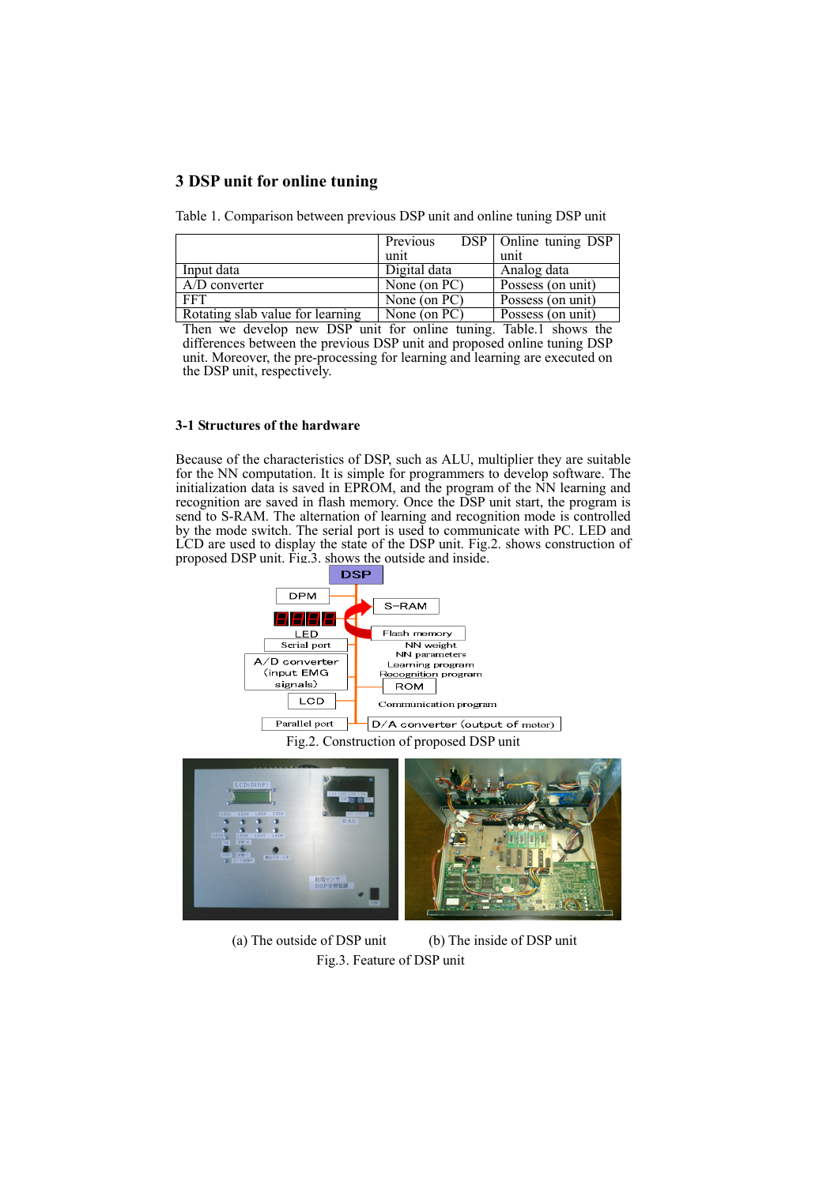## 3 DSP unit for online tuning

Table 1. Comparison between previous DSP unit and online tuning DSP unit

| | Previous DSP unit | Online tuning DSP unit |
|---|---|---|
| Input data | Digital data | Analog data |
| A/D converter | None (on PC) | Possess (on unit) |
| FFT | None (on PC) | Possess (on unit) |
| Rotating slab value for learning | None (on PC) | Possess (on unit) |

Then we develop new DSP unit for online tuning. Table.1 shows the differences between the previous DSP unit and proposed online tuning DSP unit. Moreover, the pre-processing for learning and learning are executed on the DSP unit, respectively.

### 3-1 Structures of the hardware

Because of the characteristics of DSP, such as ALU, multiplier they are suitable for the NN computation. It is simple for programmers to develop software. The initialization data is saved in EPROM, and the program of the NN learning and recognition are saved in flash memory. Once the DSP unit start, the program is send to S-RAM. The alternation of learning and recognition mode is controlled by the mode switch. The serial port is used to communicate with PC. LED and LCD are used to display the state of the DSP unit. Fig.2. shows construction of proposed DSP unit. Fig.3. shows the outside and inside.

Fig.2. Construction of proposed DSP unit

(a) The outside of DSP unit (b) The inside of DSP unit

Fig.3. Feature of DSP unit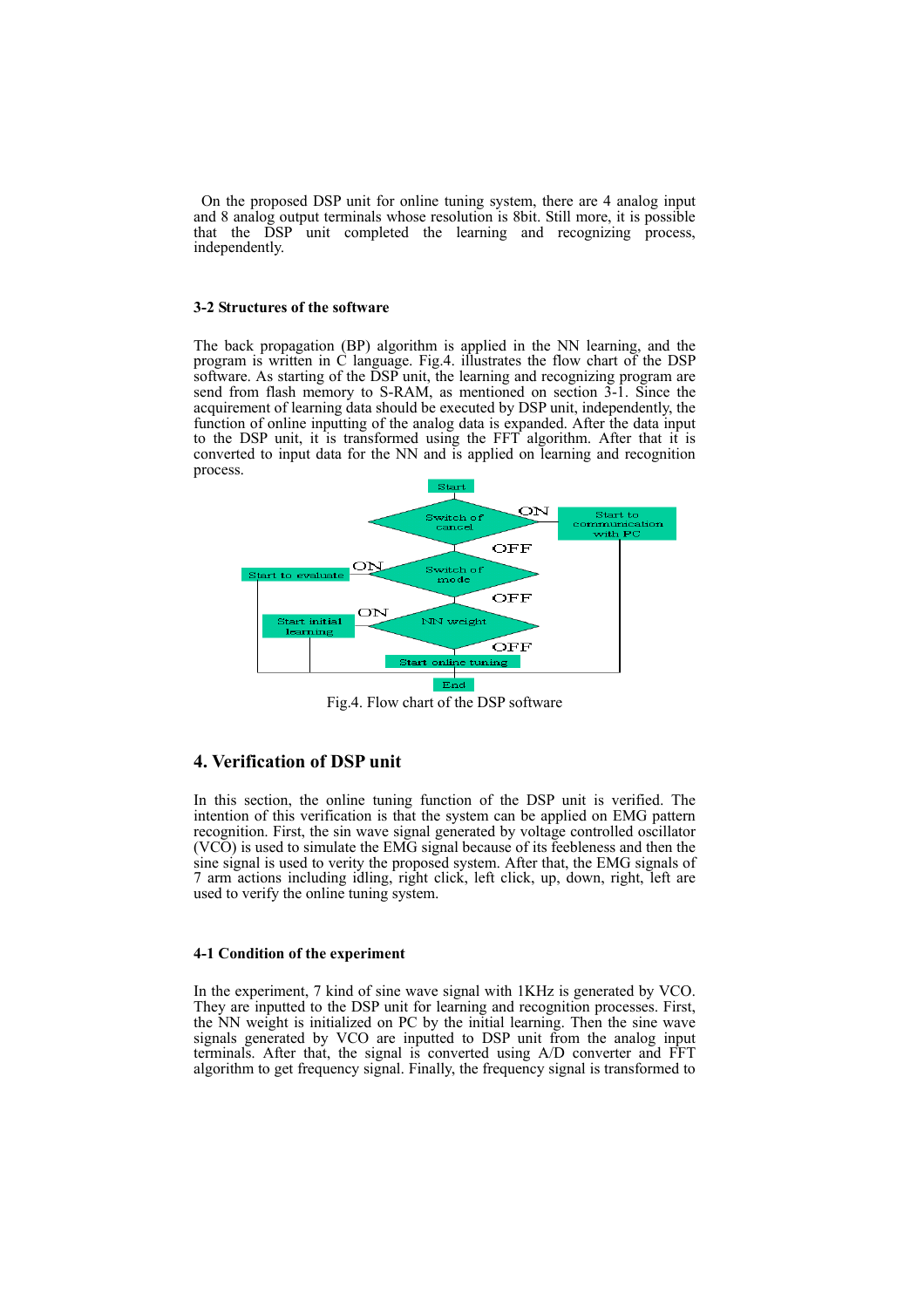On the proposed DSP unit for online tuning system, there are 4 analog input and 8 analog output terminals whose resolution is 8bit. Still more, it is possible that the DSP unit completed the learning and recognizing process, independently.

### 3-2 Structures of the software

The back propagation (BP) algorithm is applied in the NN learning, and the program is written in C language. Fig.4. illustrates the flow chart of the DSP software. As starting of the DSP unit, the learning and recognizing program are send from flash memory to S-RAM, as mentioned on section 3-1. Since the acquirement of learning data should be executed by DSP unit, independently, the function of online inputting of the analog data is expanded. After the data input to the DSP unit, it is transformed using the FFT algorithm. After that it is converted to input data for the NN and is applied on learning and recognition process.

Start

Switch of cancel — ON → Start to communication with PC

OFF

Switch of mode — ON → Start to evaluate

OFF

NN weight — ON → Start initial learning

OFF

Start online tuning

End

Fig.4. Flow chart of the DSP software

## 4. Verification of DSP unit

In this section, the online tuning function of the DSP unit is verified. The intention of this verification is that the system can be applied on EMG pattern recognition. First, the sin wave signal generated by voltage controlled oscillator (VCO) is used to simulate the EMG signal because of its feebleness and then the sine signal is used to verity the proposed system. After that, the EMG signals of 7 arm actions including idling, right click, left click, up, down, right, left are used to verify the online tuning system.

### 4-1 Condition of the experiment

In the experiment, 7 kind of sine wave signal with 1KHz is generated by VCO. They are inputted to the DSP unit for learning and recognition processes. First, the NN weight is initialized on PC by the initial learning. Then the sine wave signals generated by VCO are inputted to DSP unit from the analog input terminals. After that, the signal is converted using A/D converter and FFT algorithm to get frequency signal. Finally, the frequency signal is transformed to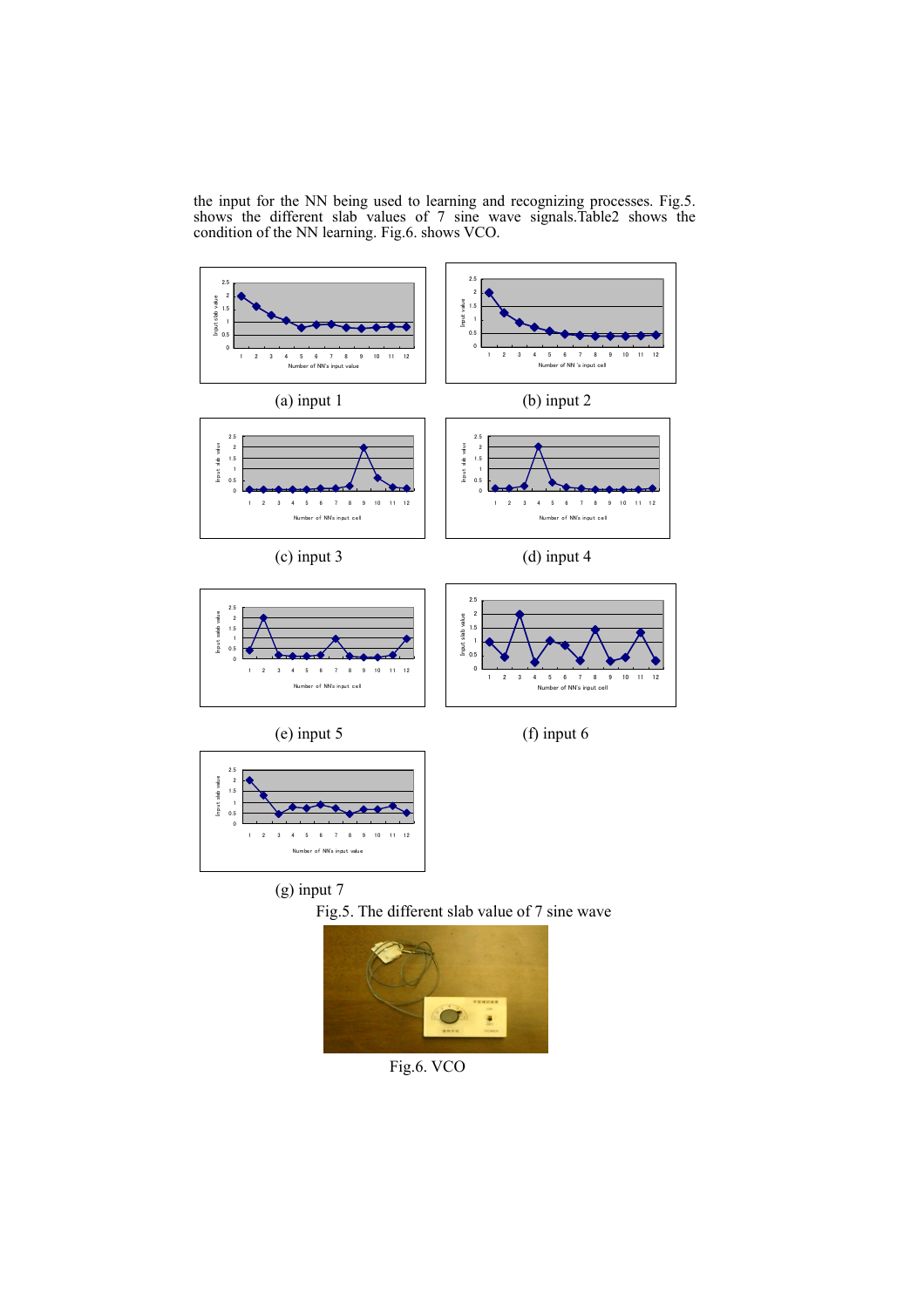the input for the NN being used to learning and recognizing processes. Fig.5. shows the different slab values of 7 sine wave signals.Table2 shows the condition of the NN learning. Fig.6. shows VCO.

(a) input 1

(b) input 2

(c) input 3

(d) input 4

(e) input 5

(f) input 6

(g) input 7

Fig.5. The different slab value of 7 sine wave

Fig.6. VCO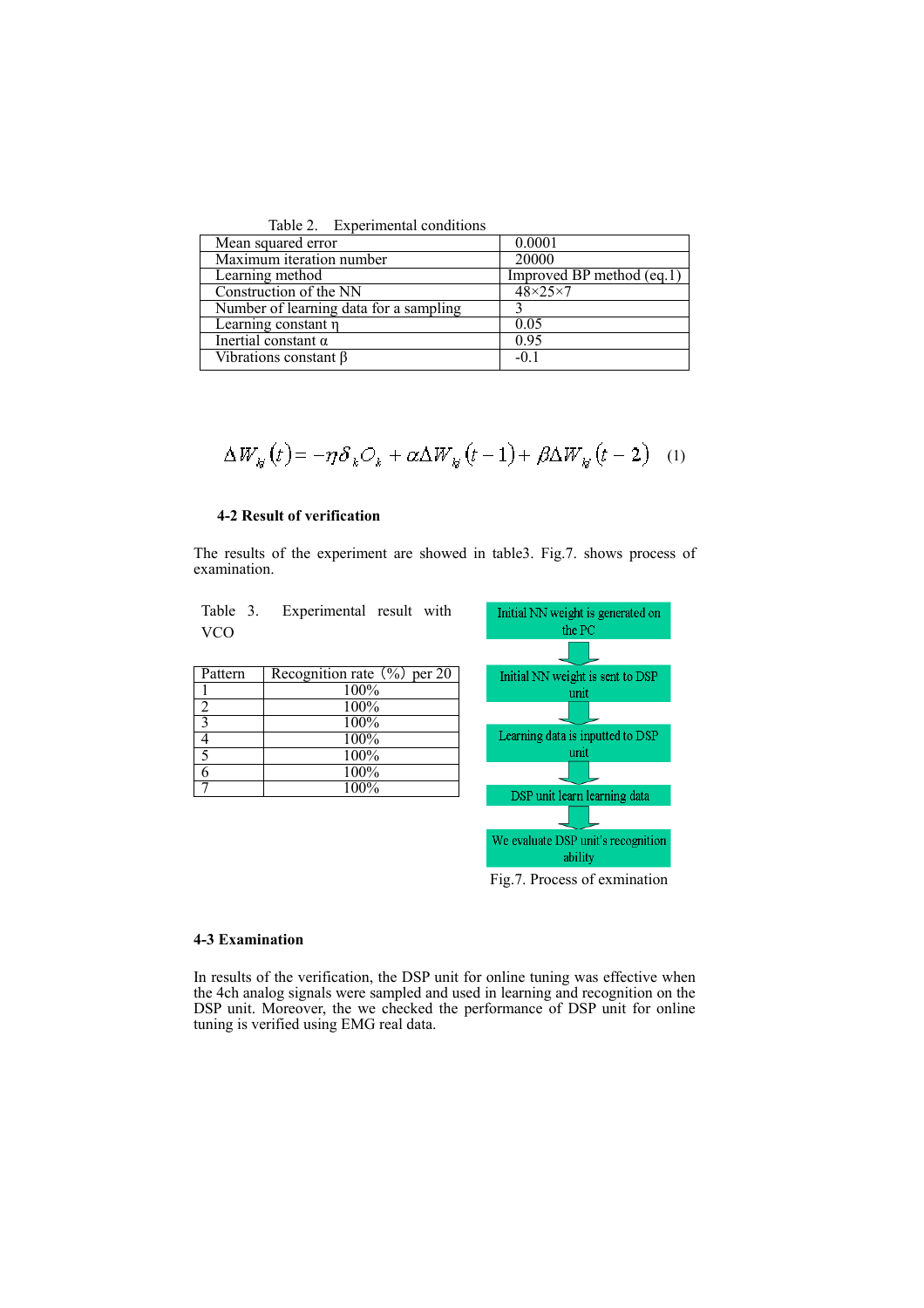Table 2. Experimental conditions

| | |
|---|---|
| Mean squared error | 0.0001 |
| Maximum iteration number | 20000 |
| Learning method | Improved BP method (eq.1) |
| Construction of the NN | 48×25×7 |
| Number of learning data for a sampling | 3 |
| Learning constant η | 0.05 |
| Inertial constant α | 0.95 |
| Vibrations constant β | -0.1 |

$$\Delta W_{kj}(t) = -\eta \delta_k O_k + \alpha \Delta W_{kj}(t-1) + \beta \Delta W_{kj}(t-2) \quad (1)$$

#### 4-2 Result of verification

The results of the experiment are showed in table3. Fig.7. shows process of examination.

Table 3. Experimental result with VCO

| Pattern | Recognition rate (%) per 20 |
|---|---|
| 1 | 100% |
| 2 | 100% |
| 3 | 100% |
| 4 | 100% |
| 5 | 100% |
| 6 | 100% |
| 7 | 100% |

Initial NN weight is generated on the PC

↓

Initial NN weight is sent to DSP unit

↓

Learning data is inputted to DSP unit

↓

DSP unit learn learning data

↓

We evaluate DSP unit's recognition ability

Fig.7. Process of exmination

#### 4-3 Examination

In results of the verification, the DSP unit for online tuning was effective when the 4ch analog signals were sampled and used in learning and recognition on the DSP unit. Moreover, the we checked the performance of DSP unit for online tuning is verified using EMG real data.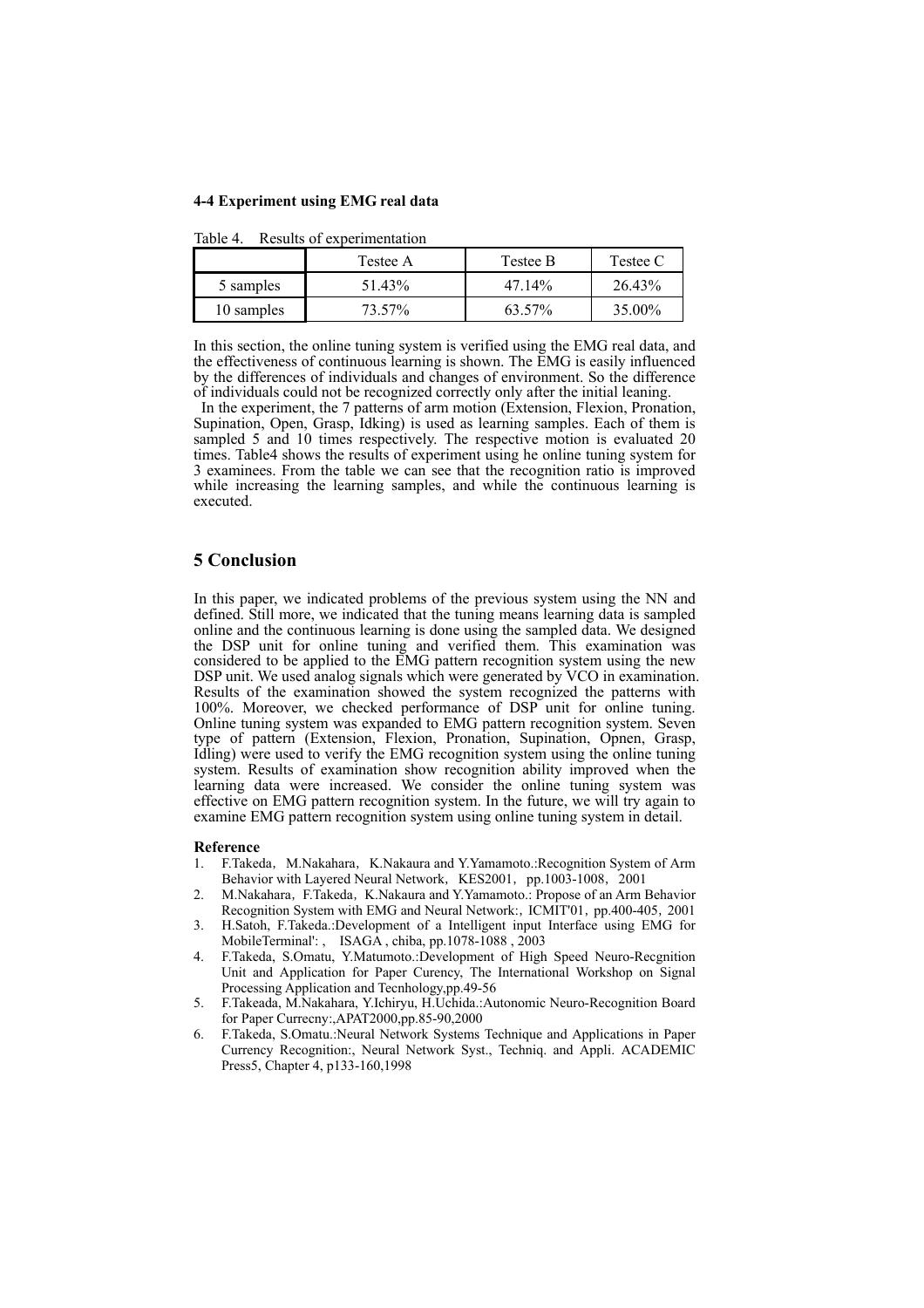### 4-4 Experiment using EMG real data

Table 4. Results of experimentation

| | Testee A | Testee B | Testee C |
|---|---|---|---|
| 5 samples | 51.43% | 47.14% | 26.43% |
| 10 samples | 73.57% | 63.57% | 35.00% |

In this section, the online tuning system is verified using the EMG real data, and the effectiveness of continuous learning is shown. The EMG is easily influenced by the differences of individuals and changes of environment. So the difference of individuals could not be recognized correctly only after the initial leaning.

In the experiment, the 7 patterns of arm motion (Extension, Flexion, Pronation, Supination, Open, Grasp, Idking) is used as learning samples. Each of them is sampled 5 and 10 times respectively. The respective motion is evaluated 20 times. Table4 shows the results of experiment using he online tuning system for 3 examinees. From the table we can see that the recognition ratio is improved while increasing the learning samples, and while the continuous learning is executed.

## 5 Conclusion

In this paper, we indicated problems of the previous system using the NN and defined. Still more, we indicated that the tuning means learning data is sampled online and the continuous learning is done using the sampled data. We designed the DSP unit for online tuning and verified them. This examination was considered to be applied to the EMG pattern recognition system using the new DSP unit. We used analog signals which were generated by VCO in examination. Results of the examination showed the system recognized the patterns with 100%. Moreover, we checked performance of DSP unit for online tuning. Online tuning system was expanded to EMG pattern recognition system. Seven type of pattern (Extension, Flexion, Pronation, Supination, Opnen, Grasp, Idling) were used to verify the EMG recognition system using the online tuning system. Results of examination show recognition ability improved when the learning data were increased. We consider the online tuning system was effective on EMG pattern recognition system. In the future, we will try again to examine EMG pattern recognition system using online tuning system in detail.

### Reference

1. F.Takeda, M.Nakahara, K.Nakaura and Y.Yamamoto.:Recognition System of Arm Behavior with Layered Neural Network, KES2001, pp.1003-1008, 2001
2. M.Nakahara, F.Takeda, K.Nakaura and Y.Yamamoto.: Propose of an Arm Behavior Recognition System with EMG and Neural Network:, ICMIT'01, pp.400-405, 2001
3. H.Satoh, F.Takeda.:Development of a Intelligent input Interface using EMG for MobileTerminal': , ISAGA , chiba, pp.1078-1088 , 2003
4. F.Takeda, S.Omatu, Y.Matumoto.:Development of High Speed Neuro-Recgnition Unit and Application for Paper Curency, The International Workshop on Signal Processing Application and Tecnhology,pp.49-56
5. F.Takeada, M.Nakahara, Y.Ichiryu, H.Uchida.:Autonomic Neuro-Recognition Board for Paper Currecny:,APAT2000,pp.85-90,2000
6. F.Takeda, S.Omatu.:Neural Network Systems Technique and Applications in Paper Currency Recognition:, Neural Network Syst., Techniq. and Appli. ACADEMIC Press5, Chapter 4, p133-160,1998